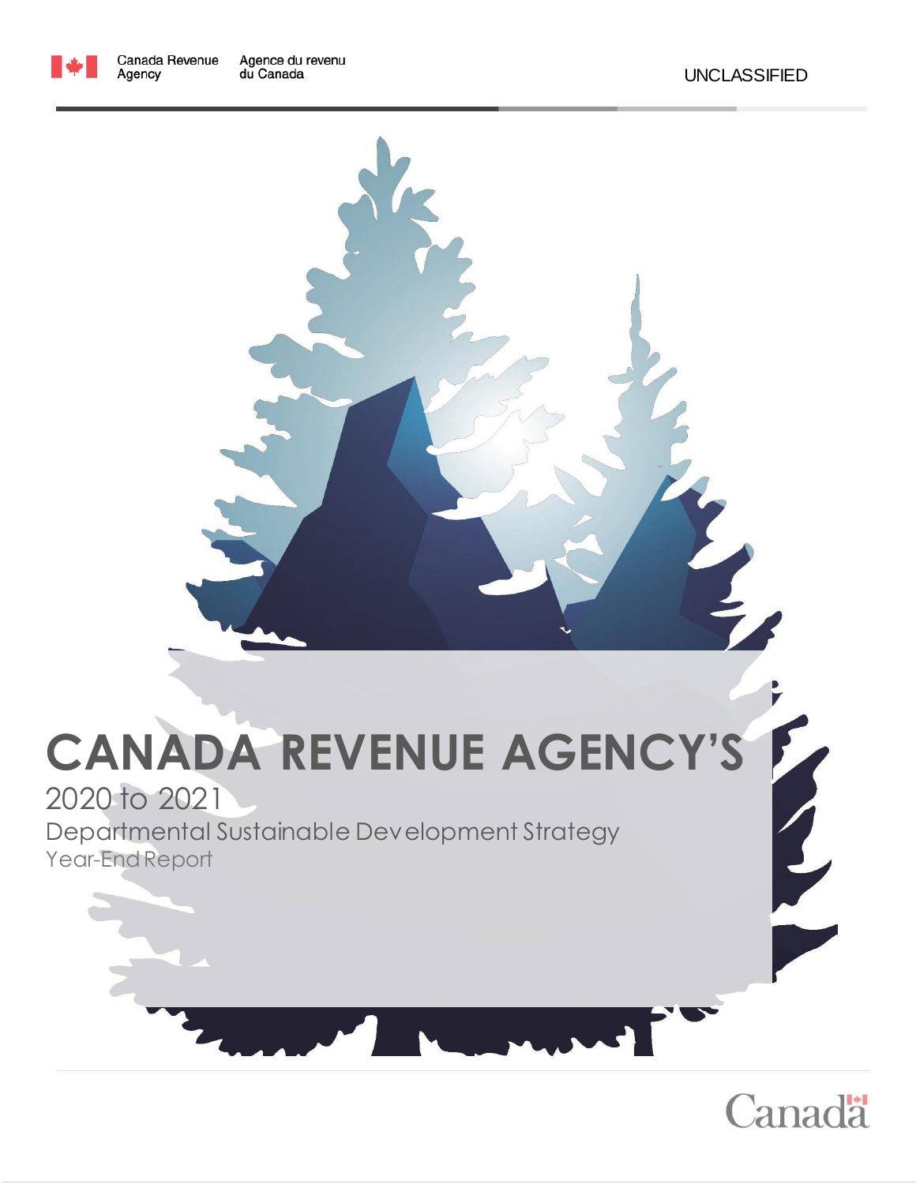Canada Revenue Agency | Agence du revenu du Canada

UNCLASSIFIED

# CANADA REVENUE AGENCY'S

2020 to 2021

Departmental Sustainable Development Strategy

Year-End Report

Canada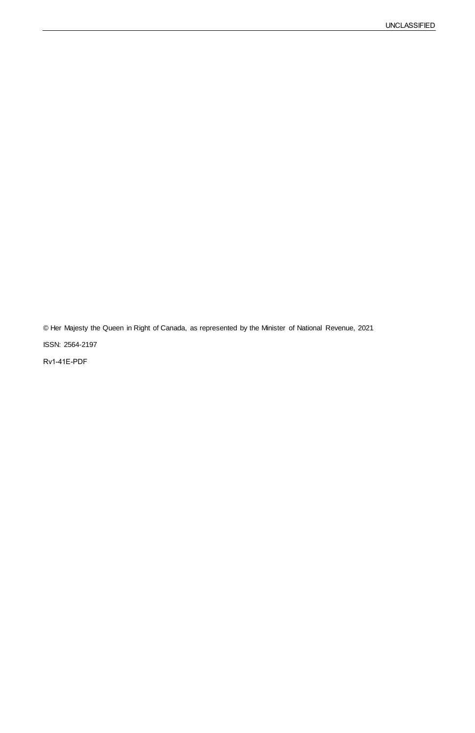© Her Majesty the Queen in Right of Canada, as represented by the Minister of National Revenue, 2021

ISSN: 2564-2197

Rv1-41E-PDF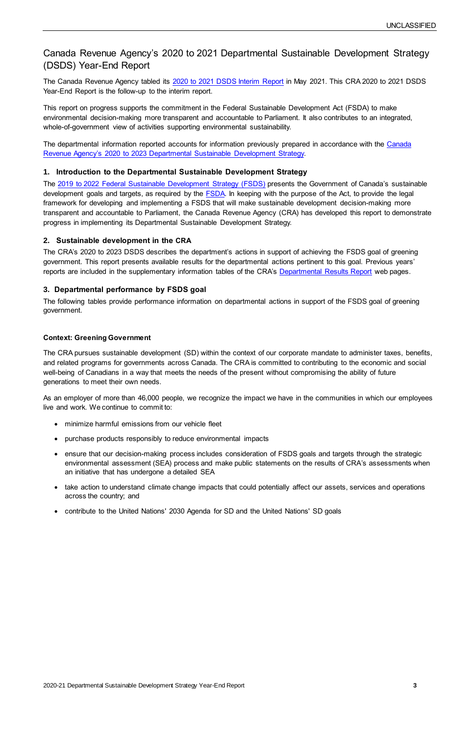# Canada Revenue Agency's 2020 to 2021 Departmental Sustainable Development Strategy (DSDS) Year-End Report

The Canada Revenue Agency tabled its 2020 to 2021 DSDS Interim Report in May 2021. This CRA 2020 to 2021 DSDS Year-End Report is the follow-up to the interim report.

This report on progress supports the commitment in the Federal Sustainable Development Act (FSDA) to make environmental decision-making more transparent and accountable to Parliament. It also contributes to an integrated, whole-of-government view of activities supporting environmental sustainability.

The departmental information reported accounts for information previously prepared in accordance with the Canada Revenue Agency's 2020 to 2023 Departmental Sustainable Development Strategy.

## 1. Introduction to the Departmental Sustainable Development Strategy

The 2019 to 2022 Federal Sustainable Development Strategy (FSDS) presents the Government of Canada's sustainable development goals and targets, as required by the FSDA. In keeping with the purpose of the Act, to provide the legal framework for developing and implementing a FSDS that will make sustainable development decision-making more transparent and accountable to Parliament, the Canada Revenue Agency (CRA) has developed this report to demonstrate progress in implementing its Departmental Sustainable Development Strategy.

## 2. Sustainable development in the CRA

The CRA's 2020 to 2023 DSDS describes the department's actions in support of achieving the FSDS goal of greening government. This report presents available results for the departmental actions pertinent to this goal. Previous years' reports are included in the supplementary information tables of the CRA's Departmental Results Report web pages.

## 3. Departmental performance by FSDS goal

The following tables provide performance information on departmental actions in support of the FSDS goal of greening government.

**Context: Greening Government**

The CRA pursues sustainable development (SD) within the context of our corporate mandate to administer taxes, benefits, and related programs for governments across Canada. The CRA is committed to contributing to the economic and social well-being of Canadians in a way that meets the needs of the present without compromising the ability of future generations to meet their own needs.

As an employer of more than 46,000 people, we recognize the impact we have in the communities in which our employees live and work. We continue to commit to:

- minimize harmful emissions from our vehicle fleet
- purchase products responsibly to reduce environmental impacts
- ensure that our decision-making process includes consideration of FSDS goals and targets through the strategic environmental assessment (SEA) process and make public statements on the results of CRA's assessments when an initiative that has undergone a detailed SEA
- take action to understand climate change impacts that could potentially affect our assets, services and operations across the country; and
- contribute to the United Nations' 2030 Agenda for SD and the United Nations' SD goals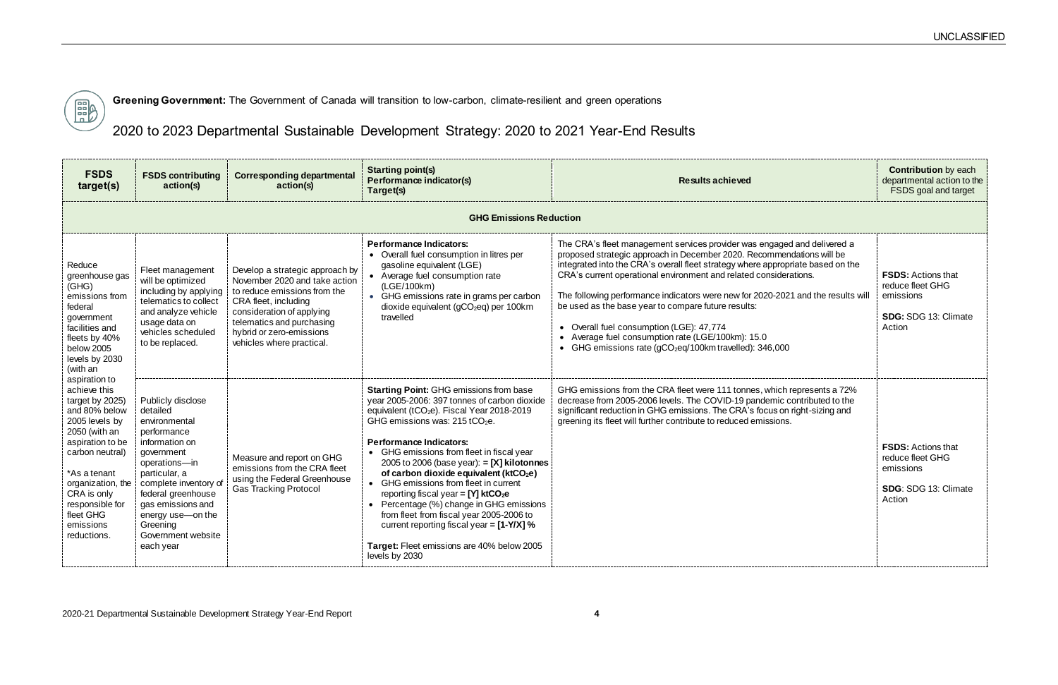**Greening Government:** The Government of Canada will transition to low-carbon, climate-resilient and green operations

## 2020 to 2023 Departmental Sustainable Development Strategy: 2020 to 2021 Year-End Results

| FSDS target(s) | FSDS contributing action(s) | Corresponding departmental action(s) | Starting point(s) Performance indicator(s) Target(s) | Results achieved | Contribution by each departmental action to the FSDS goal and target |
|---|---|---|---|---|---|
| **GHG Emissions Reduction** | | | | | |
| Reduce greenhouse gas (GHG) emissions from federal government facilities and fleets by 40% below 2005 levels by 2030 (with an aspiration to achieve this target by 2025) and 80% below 2005 levels by 2050 (with an aspiration to be carbon neutral)<br><br>*As a tenant organization, the CRA is only responsible for fleet GHG emissions reductions. | Fleet management will be optimized including by applying telematics to collect and analyze vehicle usage data on vehicles scheduled to be replaced. | Develop a strategic approach by November 2020 and take action to reduce emissions from the CRA fleet, including consideration of applying telematics and purchasing hybrid or zero-emissions vehicles where practical. | **Performance Indicators:**<br>• Overall fuel consumption in litres per gasoline equivalent (LGE)<br>• Average fuel consumption rate (LGE/100km)<br>• GHG emissions rate in grams per carbon dioxide equivalent (g$CO_2$eq) per 100km travelled | The CRA's fleet management services provider was engaged and delivered a proposed strategic approach in December 2020. Recommendations will be integrated into the CRA's overall fleet strategy where appropriate based on the CRA's current operational environment and related considerations.<br><br>The following performance indicators were new for 2020-2021 and the results will be used as the base year to compare future results:<br>• Overall fuel consumption (LGE): 47,774<br>• Average fuel consumption rate (LGE/100km): 15.0<br>• GHG emissions rate (g$CO_2$eq/100km travelled): 346,000 | **FSDS:** Actions that reduce fleet GHG emissions<br><br>**SDG:** SDG 13: Climate Action |
| | Publicly disclose detailed environmental performance information on government operations—in particular, a complete inventory of federal greenhouse gas emissions and energy use—on the Greening Government website each year | Measure and report on GHG emissions from the CRA fleet using the Federal Greenhouse Gas Tracking Protocol | **Starting Point:** GHG emissions from base year 2005-2006: 397 tonnes of carbon dioxide equivalent (t$CO_2$e). Fiscal Year 2018-2019 GHG emissions was: 215 t$CO_2$e.<br><br>**Performance Indicators:**<br>• GHG emissions from fleet in fiscal year 2005 to 2006 (base year): **= [X] kilotonnes of carbon dioxide equivalent (kt$CO_2$e)**<br>• GHG emissions from fleet in current reporting fiscal year **= [Y] kt$CO_2$e**<br>• Percentage (%) change in GHG emissions from fleet from fiscal year 2005-2006 to current reporting fiscal year **= [1-Y/X] %**<br><br>**Target:** Fleet emissions are 40% below 2005 levels by 2030 | GHG emissions from the CRA fleet were 111 tonnes, which represents a 72% decrease from 2005-2006 levels. The COVID-19 pandemic contributed to the significant reduction in GHG emissions. The CRA's focus on right-sizing and greening its fleet will further contribute to reduced emissions. | **FSDS:** Actions that reduce fleet GHG emissions<br><br>**SDG**: SDG 13: Climate Action |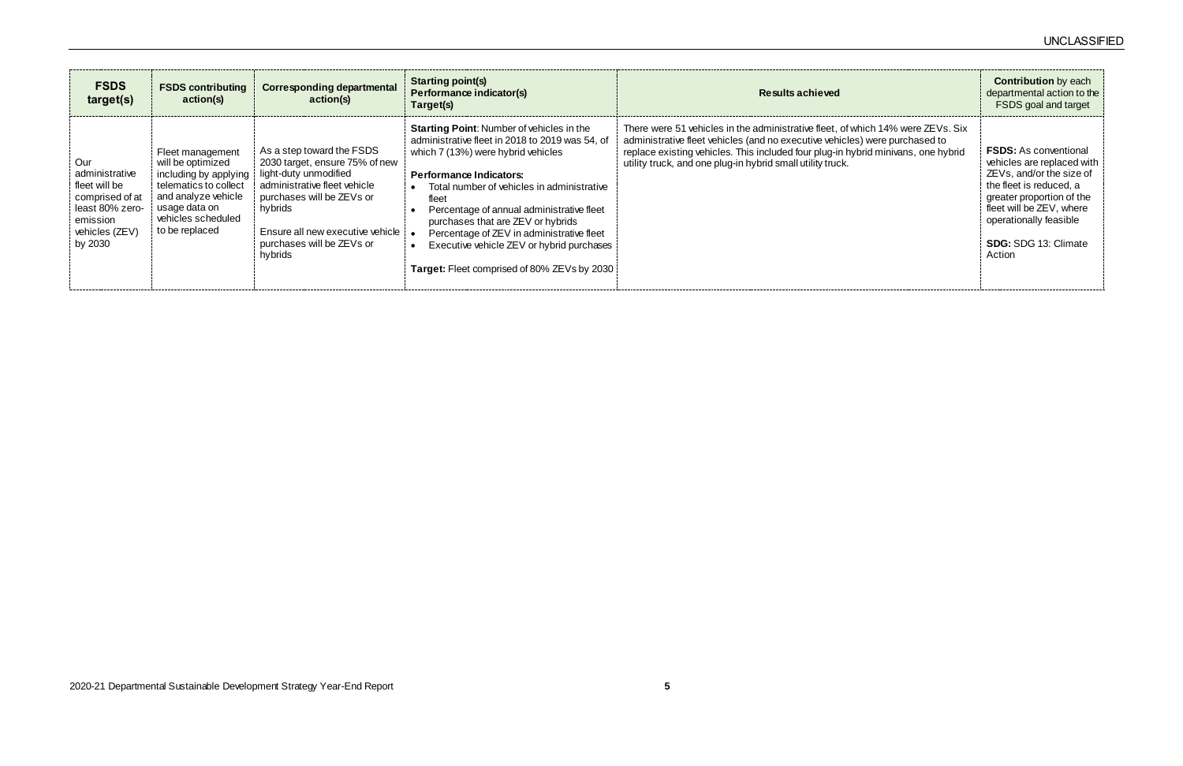| FSDS target(s) | FSDS contributing action(s) | Corresponding departmental action(s) | Starting point(s)<br>Performance indicator(s)<br>Target(s) | Results achieved | Contribution by each departmental action to the FSDS goal and target |
|---|---|---|---|---|---|
| Our administrative fleet will be comprised of at least 80% zero-emission vehicles (ZEV) by 2030 | Fleet management will be optimized including by applying telematics to collect and analyze vehicle usage data on vehicles scheduled to be replaced | As a step toward the FSDS 2030 target, ensure 75% of new light-duty unmodified administrative fleet vehicle purchases will be ZEVs or hybrids<br><br>Ensure all new executive vehicle purchases will be ZEVs or hybrids | **Starting Point**: Number of vehicles in the administrative fleet in 2018 to 2019 was 54, of which 7 (13%) were hybrid vehicles<br><br>**Performance Indicators:**<br>• Total number of vehicles in administrative fleet<br>• Percentage of annual administrative fleet purchases that are ZEV or hybrids<br>• Percentage of ZEV in administrative fleet<br>• Executive vehicle ZEV or hybrid purchases<br><br>**Target:** Fleet comprised of 80% ZEVs by 2030 | There were 51 vehicles in the administrative fleet, of which 14% were ZEVs. Six administrative fleet vehicles (and no executive vehicles) were purchased to replace existing vehicles. This included four plug-in hybrid minivans, one hybrid utility truck, and one plug-in hybrid small utility truck. | **FSDS:** As conventional vehicles are replaced with ZEVs, and/or the size of the fleet is reduced, a greater proportion of the fleet will be ZEV, where operationally feasible<br><br>**SDG:** SDG 13: Climate Action |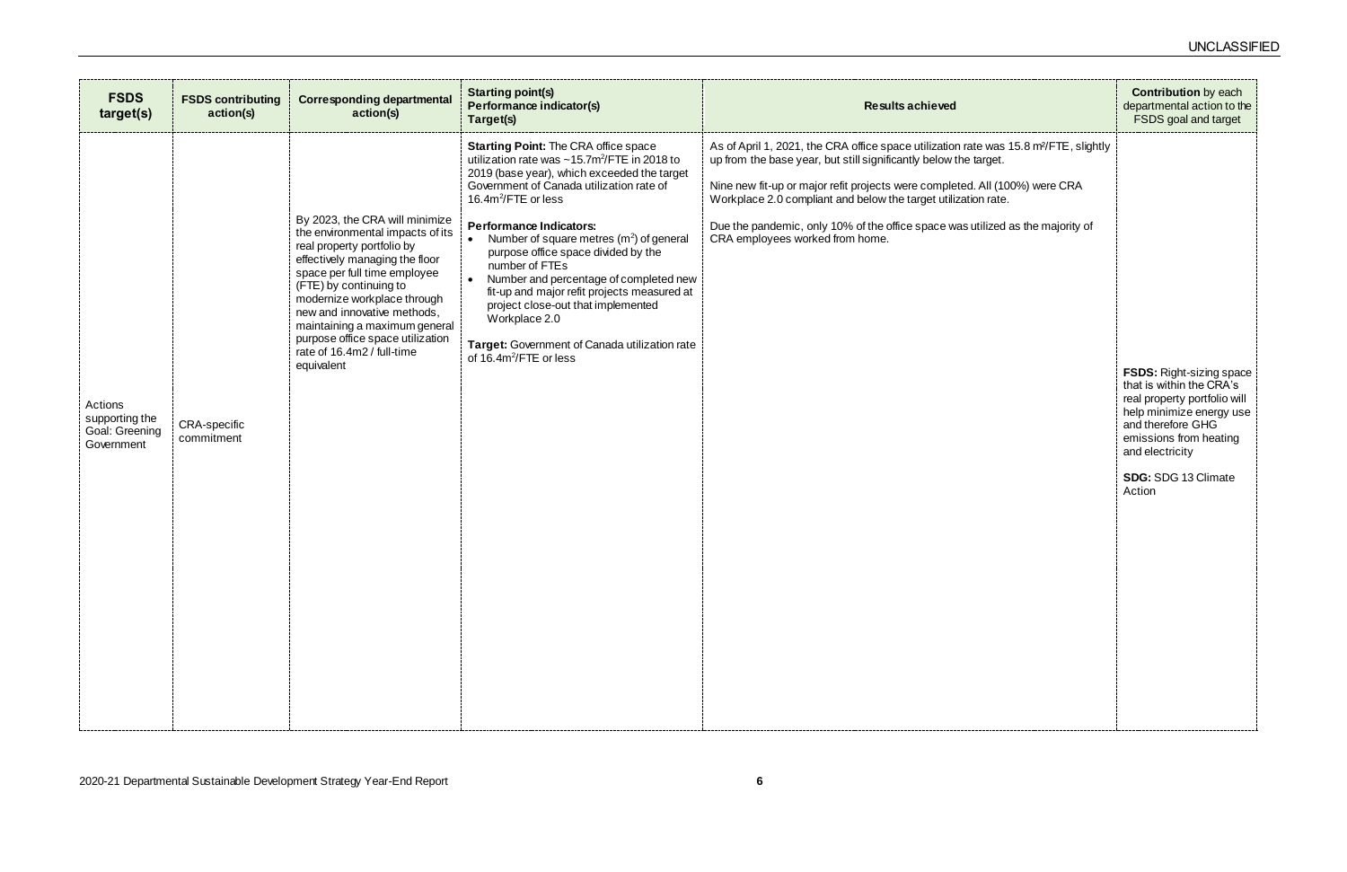| FSDS target(s) | FSDS contributing action(s) | Corresponding departmental action(s) | Starting point(s) Performance indicator(s) Target(s) | Results achieved | Contribution by each departmental action to the FSDS goal and target |
|---|---|---|---|---|---|
| Actions supporting the Goal: Greening Government | CRA-specific commitment | By 2023, the CRA will minimize the environmental impacts of its real property portfolio by effectively managing the floor space per full time employee (FTE) by continuing to modernize workplace through new and innovative methods, maintaining a maximum general purpose office space utilization rate of 16.4m2 / full-time equivalent | **Starting Point:** The CRA office space utilization rate was ~15.7m$^2$/FTE in 2018 to 2019 (base year), which exceeded the target Government of Canada utilization rate of 16.4m$^2$/FTE or less<br><br>**Performance Indicators:**<br>• Number of square metres (m$^2$) of general purpose office space divided by the number of FTEs<br>• Number and percentage of completed new fit-up and major refit projects measured at project close-out that implemented Workplace 2.0<br><br>**Target:** Government of Canada utilization rate of 16.4m$^2$/FTE or less | As of April 1, 2021, the CRA office space utilization rate was 15.8 m$^2$/FTE, slightly up from the base year, but still significantly below the target.<br><br>Nine new fit-up or major refit projects were completed. All (100%) were CRA Workplace 2.0 compliant and below the target utilization rate.<br><br>Due the pandemic, only 10% of the office space was utilized as the majority of CRA employees worked from home. | **FSDS:** Right-sizing space that is within the CRA's real property portfolio will help minimize energy use and therefore GHG emissions from heating and electricity<br><br>**SDG:** SDG 13 Climate Action |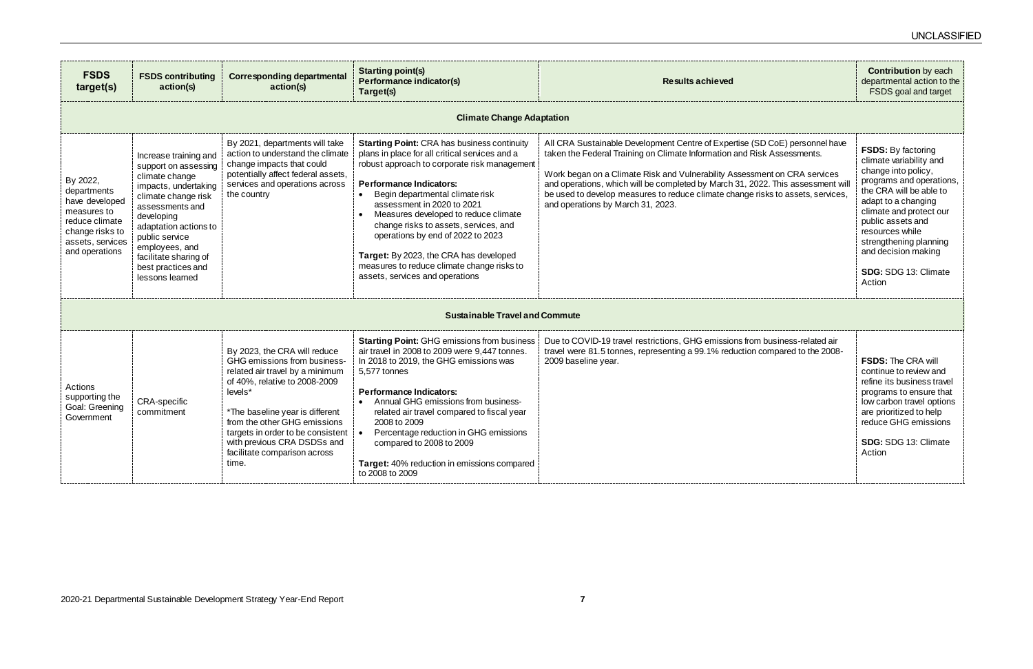| FSDS target(s) | FSDS contributing action(s) | Corresponding departmental action(s) | Starting point(s) Performance indicator(s) Target(s) | Results achieved | Contribution by each departmental action to the FSDS goal and target |
|---|---|---|---|---|---|
| **Climate Change Adaptation** | | | | | |
| By 2022, departments have developed measures to reduce climate change risks to assets, services and operations | Increase training and support on assessing climate change impacts, undertaking climate change risk assessments and developing adaptation actions to public service employees, and facilitate sharing of best practices and lessons learned | By 2021, departments will take action to understand the climate change impacts that could potentially affect federal assets, services and operations across the country | **Starting Point:** CRA has business continuity plans in place for all critical services and a robust approach to corporate risk management<br><br>**Performance Indicators:**<br>• Begin departmental climate risk assessment in 2020 to 2021<br>• Measures developed to reduce climate change risks to assets, services, and operations by end of 2022 to 2023<br><br>**Target:** By 2023, the CRA has developed measures to reduce climate change risks to assets, services and operations | All CRA Sustainable Development Centre of Expertise (SD CoE) personnel have taken the Federal Training on Climate Information and Risk Assessments.<br><br>Work began on a Climate Risk and Vulnerability Assessment on CRA services and operations, which will be completed by March 31, 2022. This assessment will be used to develop measures to reduce climate change risks to assets, services, and operations by March 31, 2023. | **FSDS:** By factoring climate variability and change into policy, programs and operations, the CRA will be able to adapt to a changing climate and protect our public assets and resources while strengthening planning and decision making<br><br>**SDG:** SDG 13: Climate Action |
| **Sustainable Travel and Commute** | | | | | |
| Actions supporting the Goal: Greening Government | CRA-specific commitment | By 2023, the CRA will reduce GHG emissions from business-related air travel by a minimum of 40%, relative to 2008-2009 levels*<br><br>*The baseline year is different from the other GHG emissions targets in order to be consistent with previous CRA DSDSs and facilitate comparison across time. | **Starting Point:** GHG emissions from business air travel in 2008 to 2009 were 9,447 tonnes. In 2018 to 2019, the GHG emissions was 5,577 tonnes<br><br>**Performance Indicators:**<br>• Annual GHG emissions from business-related air travel compared to fiscal year 2008 to 2009<br>• Percentage reduction in GHG emissions compared to 2008 to 2009<br><br>**Target:** 40% reduction in emissions compared to 2008 to 2009 | Due to COVID-19 travel restrictions, GHG emissions from business-related air travel were 81.5 tonnes, representing a 99.1% reduction compared to the 2008-2009 baseline year. | **FSDS:** The CRA will continue to review and refine its business travel programs to ensure that low carbon travel options are prioritized to help reduce GHG emissions<br><br>**SDG:** SDG 13: Climate Action |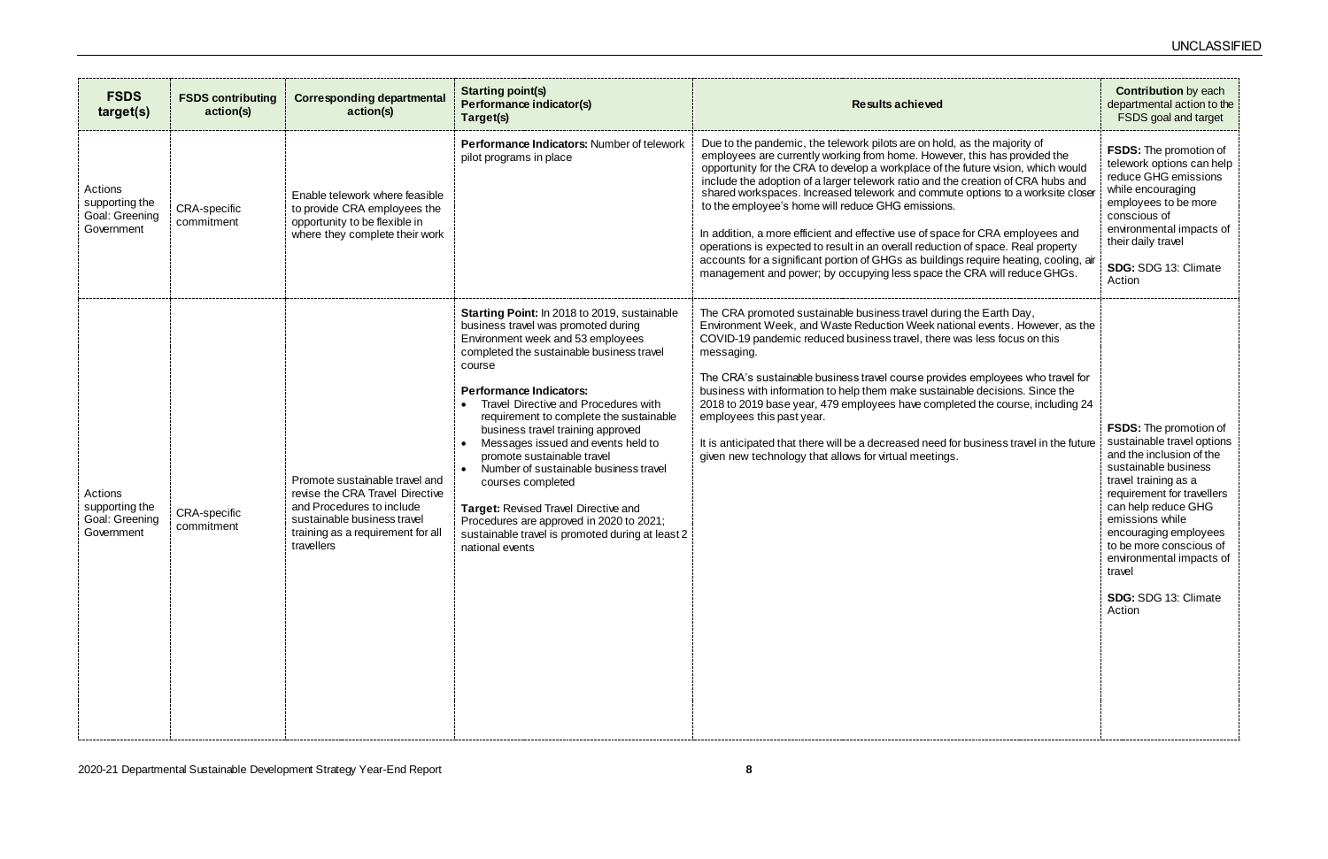| FSDS target(s) | FSDS contributing action(s) | Corresponding departmental action(s) | Starting point(s) Performance indicator(s) Target(s) | Results achieved | Contribution by each departmental action to the FSDS goal and target |
|---|---|---|---|---|---|
| Actions supporting the Goal: Greening Government | CRA-specific commitment | Enable telework where feasible to provide CRA employees the opportunity to be flexible in where they complete their work | **Performance Indicators:** Number of telework pilot programs in place | Due to the pandemic, the telework pilots are on hold, as the majority of employees are currently working from home. However, this has provided the opportunity for the CRA to develop a workplace of the future vision, which would include the adoption of a larger telework ratio and the creation of CRA hubs and shared workspaces. Increased telework and commute options to a worksite closer to the employee's home will reduce GHG emissions.<br><br>In addition, a more efficient and effective use of space for CRA employees and operations is expected to result in an overall reduction of space. Real property accounts for a significant portion of GHGs as buildings require heating, cooling, air management and power; by occupying less space the CRA will reduce GHGs. | **FSDS:** The promotion of telework options can help reduce GHG emissions while encouraging employees to be more conscious of environmental impacts of their daily travel<br><br>**SDG:** SDG 13: Climate Action |
| Actions supporting the Goal: Greening Government | CRA-specific commitment | Promote sustainable travel and revise the CRA Travel Directive and Procedures to include sustainable business travel training as a requirement for all travellers | **Starting Point:** In 2018 to 2019, sustainable business travel was promoted during Environment week and 53 employees completed the sustainable business travel course<br><br>**Performance Indicators:**<br>• Travel Directive and Procedures with requirement to complete the sustainable business travel training approved<br>• Messages issued and events held to promote sustainable travel<br>• Number of sustainable business travel courses completed<br><br>**Target:** Revised Travel Directive and Procedures are approved in 2020 to 2021; sustainable travel is promoted during at least 2 national events | The CRA promoted sustainable business travel during the Earth Day, Environment Week, and Waste Reduction Week national events. However, as the COVID-19 pandemic reduced business travel, there was less focus on this messaging.<br><br>The CRA's sustainable business travel course provides employees who travel for business with information to help them make sustainable decisions. Since the 2018 to 2019 base year, 479 employees have completed the course, including 24 employees this past year.<br><br>It is anticipated that there will be a decreased need for business travel in the future given new technology that allows for virtual meetings. | **FSDS:** The promotion of sustainable travel options and the inclusion of the sustainable business travel training as a requirement for travellers can help reduce GHG emissions while encouraging employees to be more conscious of environmental impacts of travel<br><br>**SDG:** SDG 13: Climate Action |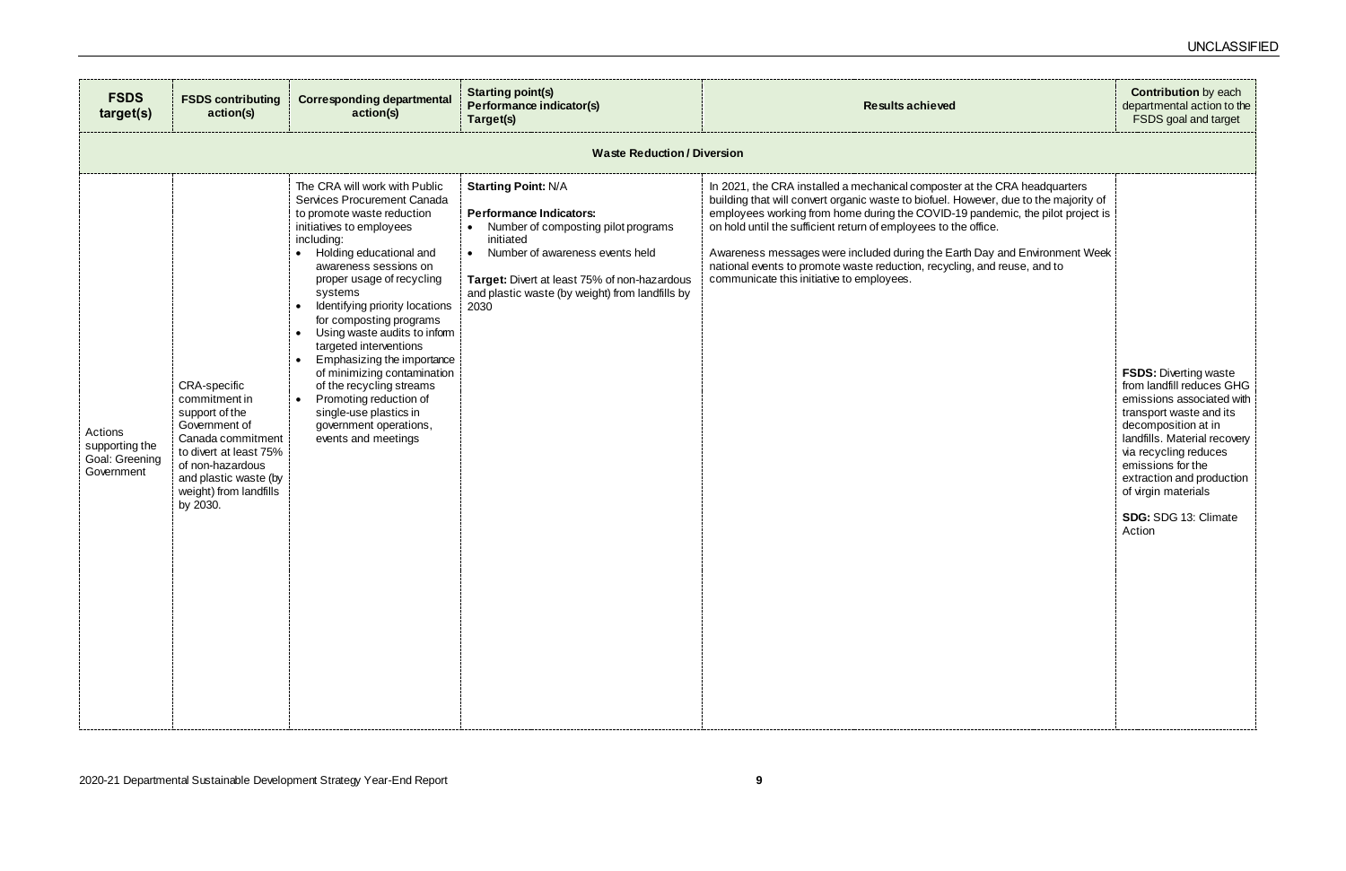| FSDS target(s) | FSDS contributing action(s) | Corresponding departmental action(s) | Starting point(s)<br>Performance indicator(s)<br>Target(s) | Results achieved | Contribution by each departmental action to the FSDS goal and target |
|---|---|---|---|---|---|
| **Waste Reduction / Diversion** | | | | | |
| Actions supporting the Goal: Greening Government | CRA-specific commitment in support of the Government of Canada commitment to divert at least 75% of non-hazardous and plastic waste (by weight) from landfills by 2030. | The CRA will work with Public Services Procurement Canada to promote waste reduction initiatives to employees including:<br>• Holding educational and awareness sessions on proper usage of recycling systems<br>• Identifying priority locations for composting programs<br>• Using waste audits to inform targeted interventions<br>• Emphasizing the importance of minimizing contamination of the recycling streams<br>• Promoting reduction of single-use plastics in government operations, events and meetings | **Starting Point:** N/A<br><br>**Performance Indicators:**<br>• Number of composting pilot programs initiated<br>• Number of awareness events held<br><br>**Target:** Divert at least 75% of non-hazardous and plastic waste (by weight) from landfills by 2030 | In 2021, the CRA installed a mechanical composter at the CRA headquarters building that will convert organic waste to biofuel. However, due to the majority of employees working from home during the COVID-19 pandemic, the pilot project is on hold until the sufficient return of employees to the office.<br><br>Awareness messages were included during the Earth Day and Environment Week national events to promote waste reduction, recycling, and reuse, and to communicate this initiative to employees. | **FSDS:** Diverting waste from landfill reduces GHG emissions associated with transport waste and its decomposition at in landfills. Material recovery via recycling reduces emissions for the extraction and production of virgin materials<br><br>**SDG:** SDG 13: Climate Action |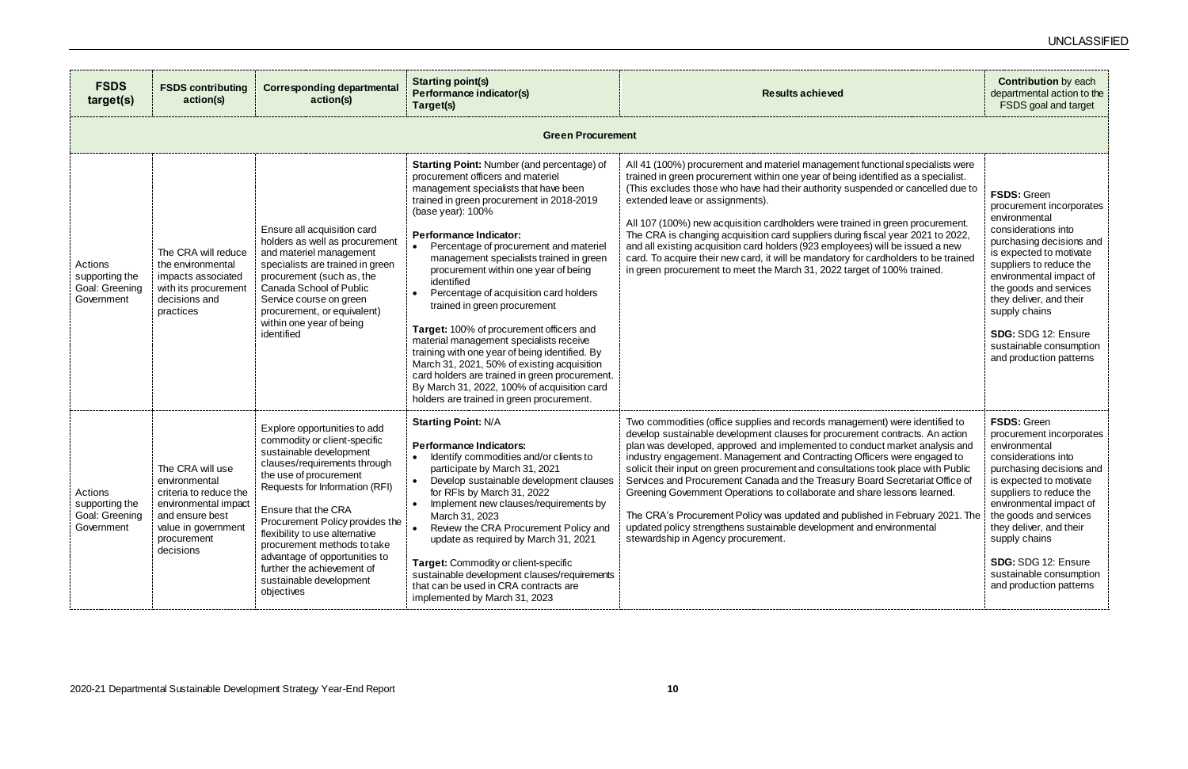| FSDS target(s) | FSDS contributing action(s) | Corresponding departmental action(s) | Starting point(s)<br>Performance indicator(s)<br>Target(s) | Results achieved | Contribution by each departmental action to the FSDS goal and target |
|---|---|---|---|---|---|
| **Green Procurement** | | | | | |
| Actions supporting the Goal: Greening Government | The CRA will reduce the environmental impacts associated with its procurement decisions and practices | Ensure all acquisition card holders as well as procurement and materiel management specialists are trained in green procurement (such as, the Canada School of Public Service course on green procurement, or equivalent) within one year of being identified | **Starting Point:** Number (and percentage) of procurement officers and materiel management specialists that have been trained in green procurement in 2018-2019 (base year): 100%<br><br>**Performance Indicator:**<br>• Percentage of procurement and materiel management specialists trained in green procurement within one year of being identified<br>• Percentage of acquisition card holders trained in green procurement<br><br>**Target:** 100% of procurement officers and material management specialists receive training with one year of being identified. By March 31, 2021, 50% of existing acquisition card holders are trained in green procurement. By March 31, 2022, 100% of acquisition card holders are trained in green procurement. | All 41 (100%) procurement and materiel management functional specialists were trained in green procurement within one year of being identified as a specialist. (This excludes those who have had their authority suspended or cancelled due to extended leave or assignments).<br><br>All 107 (100%) new acquisition cardholders were trained in green procurement. The CRA is changing acquisition card suppliers during fiscal year 2021 to 2022, and all existing acquisition card holders (923 employees) will be issued a new card. To acquire their new card, it will be mandatory for cardholders to be trained in green procurement to meet the March 31, 2022 target of 100% trained. | **FSDS:** Green procurement incorporates environmental considerations into purchasing decisions and is expected to motivate suppliers to reduce the environmental impact of the goods and services they deliver, and their supply chains<br><br>**SDG:** SDG 12: Ensure sustainable consumption and production patterns |
| Actions supporting the Goal: Greening Government | The CRA will use environmental criteria to reduce the environmental impact and ensure best value in government procurement decisions | Explore opportunities to add commodity or client-specific sustainable development clauses/requirements through the use of procurement Requests for Information (RFI)<br><br>Ensure that the CRA Procurement Policy provides the flexibility to use alternative procurement methods to take advantage of opportunities to further the achievement of sustainable development objectives | **Starting Point:** N/A<br><br>**Performance Indicators:**<br>• Identify commodities and/or clients to participate by March 31, 2021<br>• Develop sustainable development clauses for RFIs by March 31, 2022<br>• Implement new clauses/requirements by March 31, 2023<br>• Review the CRA Procurement Policy and update as required by March 31, 2021<br><br>**Target:** Commodity or client-specific sustainable development clauses/requirements that can be used in CRA contracts are implemented by March 31, 2023 | Two commodities (office supplies and records management) were identified to develop sustainable development clauses for procurement contracts. An action plan was developed, approved and implemented to conduct market analysis and industry engagement. Management and Contracting Officers were engaged to solicit their input on green procurement and consultations took place with Public Services and Procurement Canada and the Treasury Board Secretariat Office of Greening Government Operations to collaborate and share lessons learned.<br><br>The CRA's Procurement Policy was updated and published in February 2021. The updated policy strengthens sustainable development and environmental stewardship in Agency procurement. | **FSDS:** Green procurement incorporates environmental considerations into purchasing decisions and is expected to motivate suppliers to reduce the environmental impact of the goods and services they deliver, and their supply chains<br><br>**SDG:** SDG 12: Ensure sustainable consumption and production patterns |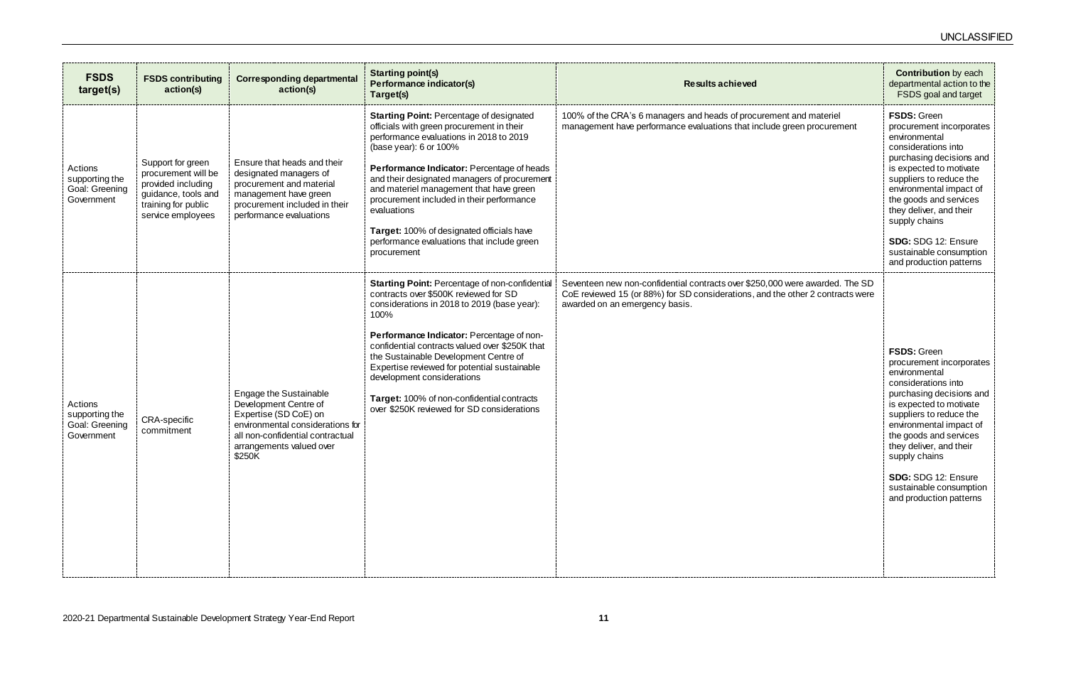| FSDS target(s) | FSDS contributing action(s) | Corresponding departmental action(s) | Starting point(s) Performance indicator(s) Target(s) | Results achieved | Contribution by each departmental action to the FSDS goal and target |
| --- | --- | --- | --- | --- | --- |
| Actions supporting the Goal: Greening Government | Support for green procurement will be provided including guidance, tools and training for public service employees | Ensure that heads and their designated managers of procurement and material management have green procurement included in their performance evaluations | **Starting Point:** Percentage of designated officials with green procurement in their performance evaluations in 2018 to 2019 (base year): 6 or 100%<br><br>**Performance Indicator:** Percentage of heads and their designated managers of procurement and materiel management that have green procurement included in their performance evaluations<br><br>**Target:** 100% of designated officials have performance evaluations that include green procurement | 100% of the CRA's 6 managers and heads of procurement and materiel management have performance evaluations that include green procurement | **FSDS:** Green procurement incorporates environmental considerations into purchasing decisions and is expected to motivate suppliers to reduce the environmental impact of the goods and services they deliver, and their supply chains<br><br>**SDG:** SDG 12: Ensure sustainable consumption and production patterns |
| Actions supporting the Goal: Greening Government | CRA-specific commitment | Engage the Sustainable Development Centre of Expertise (SD CoE) on environmental considerations for all non-confidential contractual arrangements valued over $250K | **Starting Point:** Percentage of non-confidential contracts over $500K reviewed for SD considerations in 2018 to 2019 (base year): 100%<br><br>**Performance Indicator:** Percentage of non-confidential contracts valued over $250K that the Sustainable Development Centre of Expertise reviewed for potential sustainable development considerations<br><br>**Target:** 100% of non-confidential contracts over $250K reviewed for SD considerations | Seventeen new non-confidential contracts over $250,000 were awarded. The SD CoE reviewed 15 (or 88%) for SD considerations, and the other 2 contracts were awarded on an emergency basis. | **FSDS:** Green procurement incorporates environmental considerations into purchasing decisions and is expected to motivate suppliers to reduce the environmental impact of the goods and services they deliver, and their supply chains<br><br>**SDG:** SDG 12: Ensure sustainable consumption and production patterns |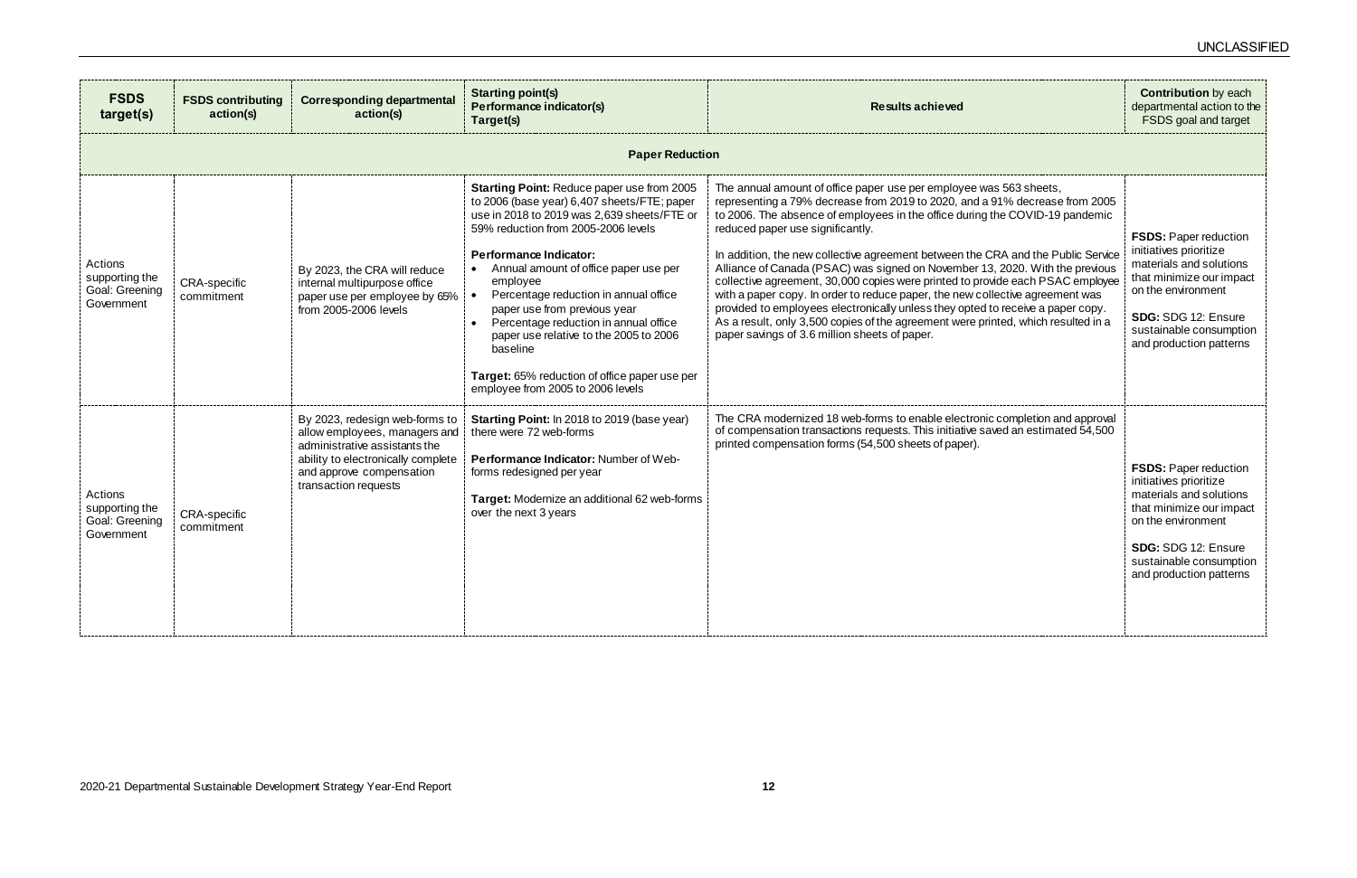| FSDS target(s) | FSDS contributing action(s) | Corresponding departmental action(s) | Starting point(s) Performance indicator(s) Target(s) | Results achieved | Contribution by each departmental action to the FSDS goal and target |
|---|---|---|---|---|---|
| **Paper Reduction** | | | | | |
| Actions supporting the Goal: Greening Government | CRA-specific commitment | By 2023, the CRA will reduce internal multipurpose office paper use per employee by 65% from 2005-2006 levels | **Starting Point:** Reduce paper use from 2005 to 2006 (base year) 6,407 sheets/FTE; paper use in 2018 to 2019 was 2,639 sheets/FTE or 59% reduction from 2005-2006 levels<br><br>**Performance Indicator:**<br>• Annual amount of office paper use per employee<br>• Percentage reduction in annual office paper use from previous year<br>• Percentage reduction in annual office paper use relative to the 2005 to 2006 baseline<br><br>**Target:** 65% reduction of office paper use per employee from 2005 to 2006 levels | The annual amount of office paper use per employee was 563 sheets, representing a 79% decrease from 2019 to 2020, and a 91% decrease from 2005 to 2006. The absence of employees in the office during the COVID-19 pandemic reduced paper use significantly.<br><br>In addition, the new collective agreement between the CRA and the Public Service Alliance of Canada (PSAC) was signed on November 13, 2020. With the previous collective agreement, 30,000 copies were printed to provide each PSAC employee with a paper copy. In order to reduce paper, the new collective agreement was provided to employees electronically unless they opted to receive a paper copy. As a result, only 3,500 copies of the agreement were printed, which resulted in a paper savings of 3.6 million sheets of paper. | **FSDS:** Paper reduction initiatives prioritize materials and solutions that minimize our impact on the environment<br><br>**SDG:** SDG 12: Ensure sustainable consumption and production patterns |
| Actions supporting the Goal: Greening Government | CRA-specific commitment | By 2023, redesign web-forms to allow employees, managers and administrative assistants the ability to electronically complete and approve compensation transaction requests | **Starting Point:** In 2018 to 2019 (base year) there were 72 web-forms<br><br>**Performance Indicator:** Number of Web-forms redesigned per year<br><br>**Target:** Modernize an additional 62 web-forms over the next 3 years | The CRA modernized 18 web-forms to enable electronic completion and approval of compensation transactions requests. This initiative saved an estimated 54,500 printed compensation forms (54,500 sheets of paper). | **FSDS:** Paper reduction initiatives prioritize materials and solutions that minimize our impact on the environment<br><br>**SDG:** SDG 12: Ensure sustainable consumption and production patterns |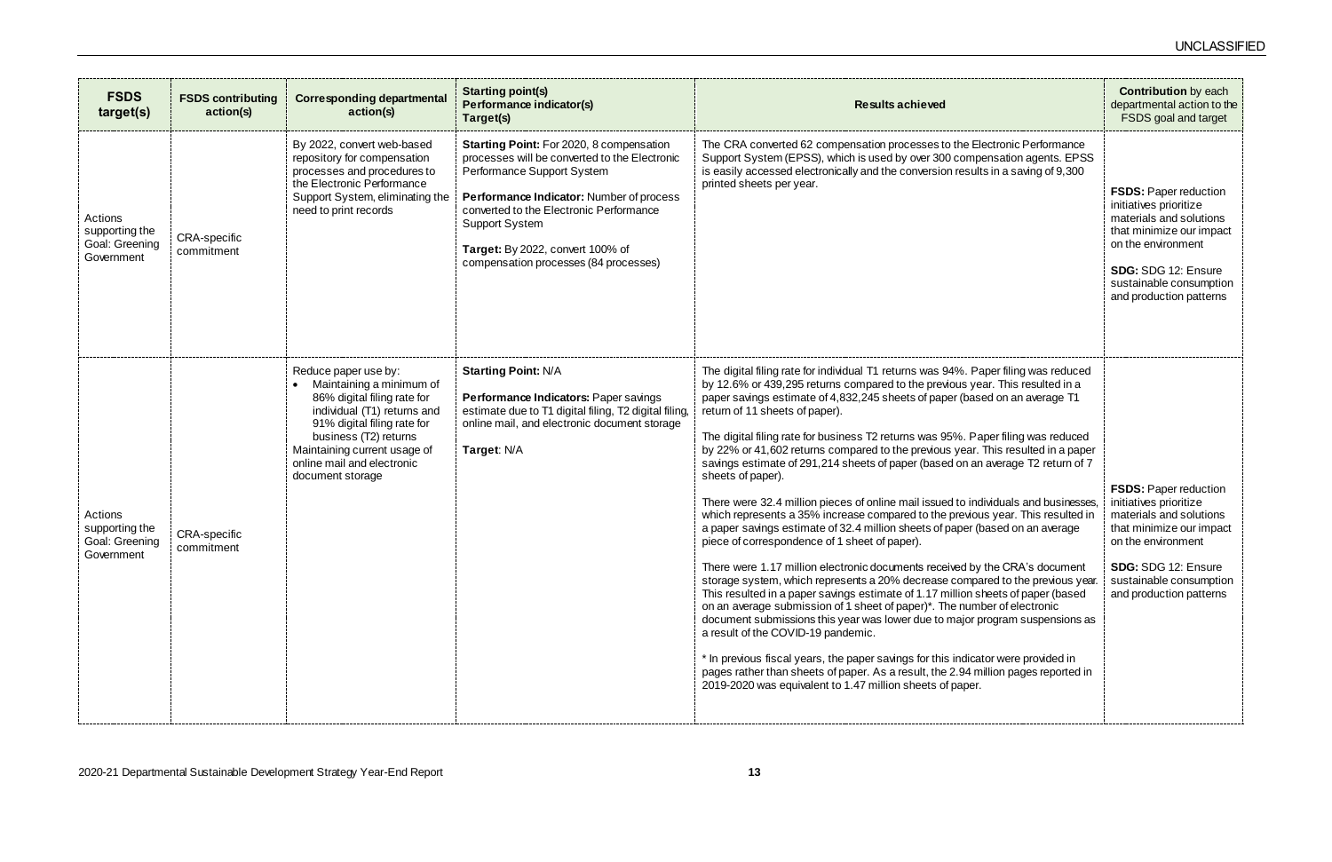| FSDS target(s) | FSDS contributing action(s) | Corresponding departmental action(s) | Starting point(s) Performance indicator(s) Target(s) | Results achieved | Contribution by each departmental action to the FSDS goal and target |
|---|---|---|---|---|---|
| Actions supporting the Goal: Greening Government | CRA-specific commitment | By 2022, convert web-based repository for compensation processes and procedures to the Electronic Performance Support System, eliminating the need to print records | **Starting Point:** For 2020, 8 compensation processes will be converted to the Electronic Performance Support System<br><br>**Performance Indicator:** Number of process converted to the Electronic Performance Support System<br><br>**Target:** By 2022, convert 100% of compensation processes (84 processes) | The CRA converted 62 compensation processes to the Electronic Performance Support System (EPSS), which is used by over 300 compensation agents. EPSS is easily accessed electronically and the conversion results in a saving of 9,300 printed sheets per year. | **FSDS:** Paper reduction initiatives prioritize materials and solutions that minimize our impact on the environment<br><br>**SDG:** SDG 12: Ensure sustainable consumption and production patterns |
| Actions supporting the Goal: Greening Government | CRA-specific commitment | Reduce paper use by:<br>• Maintaining a minimum of 86% digital filing rate for individual (T1) returns and 91% digital filing rate for business (T2) returns<br>Maintaining current usage of online mail and electronic document storage | **Starting Point:** N/A<br><br>**Performance Indicators:** Paper savings estimate due to T1 digital filing, T2 digital filing, online mail, and electronic document storage<br><br>**Target**: N/A | The digital filing rate for individual T1 returns was 94%. Paper filing was reduced by 12.6% or 439,295 returns compared to the previous year. This resulted in a paper savings estimate of 4,832,245 sheets of paper (based on an average T1 return of 11 sheets of paper).<br><br>The digital filing rate for business T2 returns was 95%. Paper filing was reduced by 22% or 41,602 returns compared to the previous year. This resulted in a paper savings estimate of 291,214 sheets of paper (based on an average T2 return of 7 sheets of paper).<br><br>There were 32.4 million pieces of online mail issued to individuals and businesses, which represents a 35% increase compared to the previous year. This resulted in a paper savings estimate of 32.4 million sheets of paper (based on an average piece of correspondence of 1 sheet of paper).<br><br>There were 1.17 million electronic documents received by the CRA's document storage system, which represents a 20% decrease compared to the previous year. This resulted in a paper savings estimate of 1.17 million sheets of paper (based on an average submission of 1 sheet of paper)*. The number of electronic document submissions this year was lower due to major program suspensions as a result of the COVID-19 pandemic.<br><br>* In previous fiscal years, the paper savings for this indicator were provided in pages rather than sheets of paper. As a result, the 2.94 million pages reported in 2019-2020 was equivalent to 1.47 million sheets of paper. | **FSDS:** Paper reduction initiatives prioritize materials and solutions that minimize our impact on the environment<br><br>**SDG:** SDG 12: Ensure sustainable consumption and production patterns |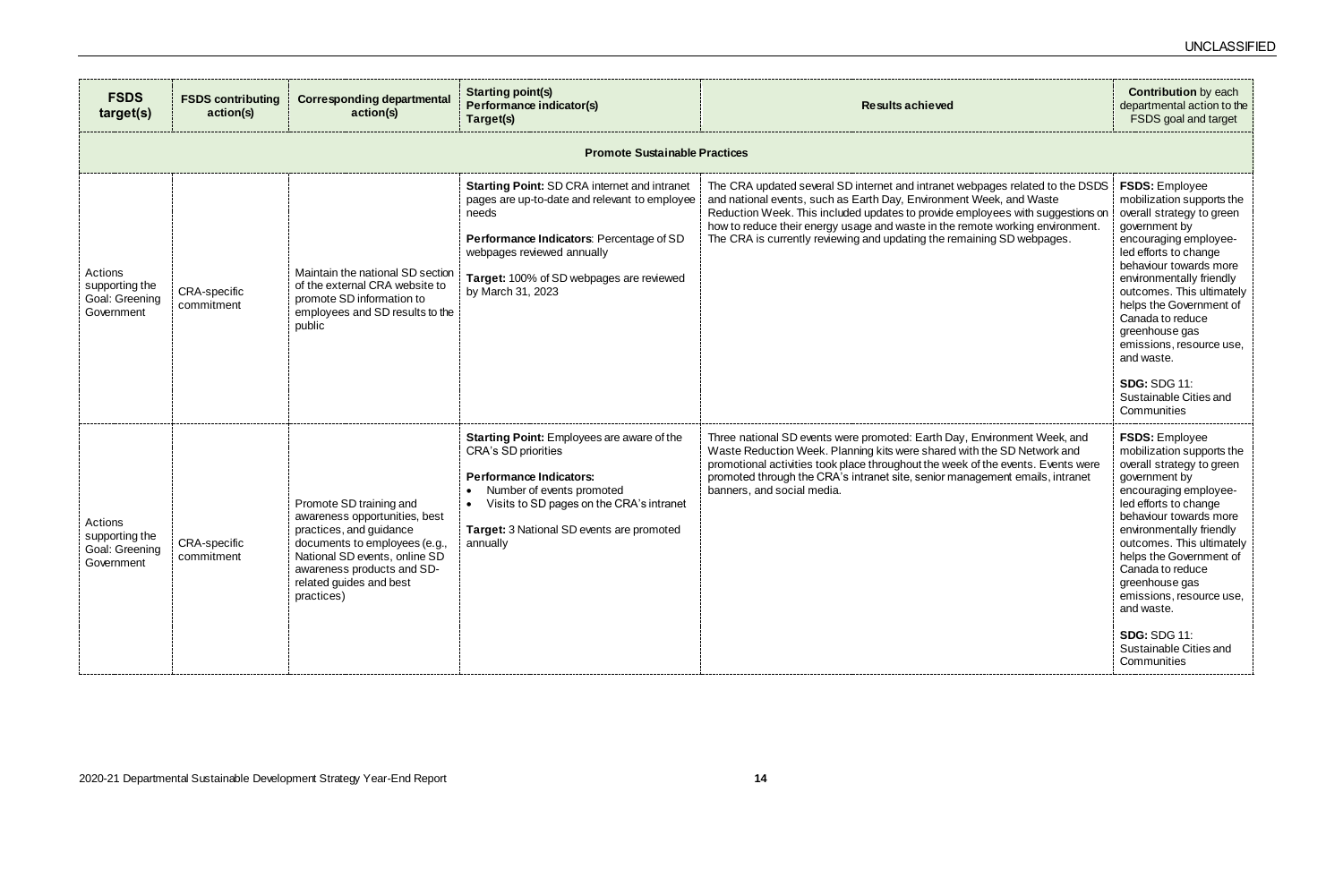| FSDS target(s) | FSDS contributing action(s) | Corresponding departmental action(s) | Starting point(s) Performance indicator(s) Target(s) | Results achieved | Contribution by each departmental action to the FSDS goal and target |
|---|---|---|---|---|---|
| **Promote Sustainable Practices** | | | | | |
| Actions supporting the Goal: Greening Government | CRA-specific commitment | Maintain the national SD section of the external CRA website to promote SD information to employees and SD results to the public | **Starting Point:** SD CRA internet and intranet pages are up-to-date and relevant to employee needs<br><br>**Performance Indicators**: Percentage of SD webpages reviewed annually<br><br>**Target:** 100% of SD webpages are reviewed by March 31, 2023 | The CRA updated several SD internet and intranet webpages related to the DSDS and national events, such as Earth Day, Environment Week, and Waste Reduction Week. This included updates to provide employees with suggestions on how to reduce their energy usage and waste in the remote working environment. The CRA is currently reviewing and updating the remaining SD webpages. | **FSDS:** Employee mobilization supports the overall strategy to green government by encouraging employee-led efforts to change behaviour towards more environmentally friendly outcomes. This ultimately helps the Government of Canada to reduce greenhouse gas emissions, resource use, and waste.<br><br>**SDG:** SDG 11: Sustainable Cities and Communities |
| Actions supporting the Goal: Greening Government | CRA-specific commitment | Promote SD training and awareness opportunities, best practices, and guidance documents to employees (e.g., National SD events, online SD awareness products and SD-related guides and best practices) | **Starting Point:** Employees are aware of the CRA's SD priorities<br><br>**Performance Indicators:**<br>• Number of events promoted<br>• Visits to SD pages on the CRA's intranet<br><br>**Target:** 3 National SD events are promoted annually | Three national SD events were promoted: Earth Day, Environment Week, and Waste Reduction Week. Planning kits were shared with the SD Network and promotional activities took place throughout the week of the events. Events were promoted through the CRA's intranet site, senior management emails, intranet banners, and social media. | **FSDS:** Employee mobilization supports the overall strategy to green government by encouraging employee-led efforts to change behaviour towards more environmentally friendly outcomes. This ultimately helps the Government of Canada to reduce greenhouse gas emissions, resource use, and waste.<br><br>**SDG:** SDG 11: Sustainable Cities and Communities |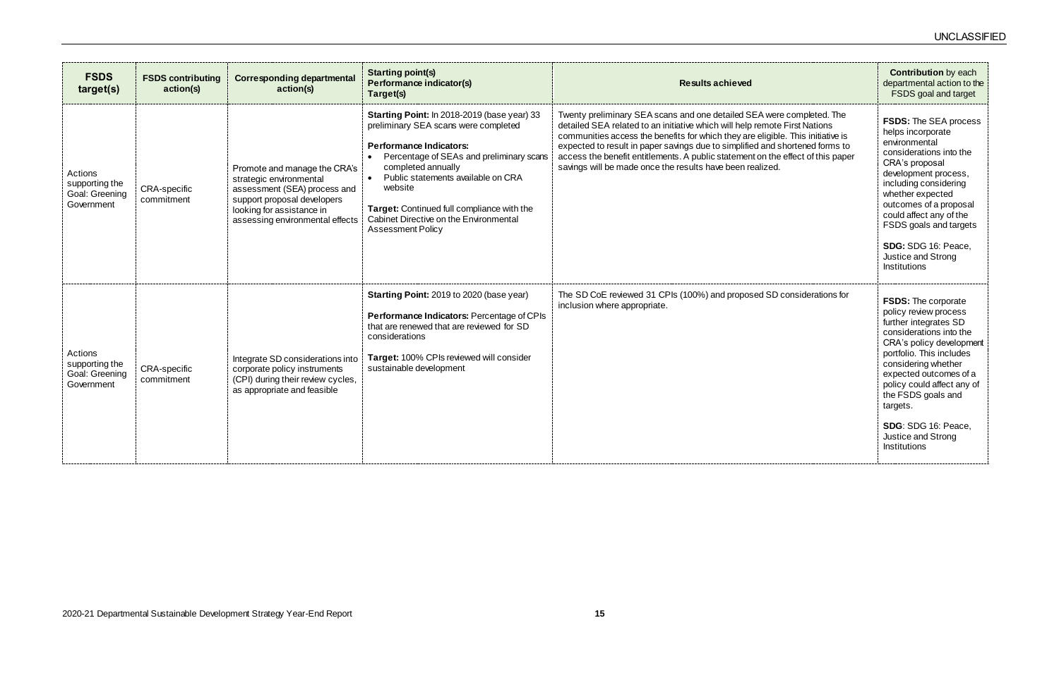| FSDS target(s) | FSDS contributing action(s) | Corresponding departmental action(s) | Starting point(s)<br>Performance indicator(s)<br>Target(s) | Results achieved | Contribution by each departmental action to the FSDS goal and target |
|---|---|---|---|---|---|
| Actions supporting the Goal: Greening Government | CRA-specific commitment | Promote and manage the CRA's strategic environmental assessment (SEA) process and support proposal developers looking for assistance in assessing environmental effects | **Starting Point:** In 2018-2019 (base year) 33 preliminary SEA scans were completed<br><br>**Performance Indicators:**<br>• Percentage of SEAs and preliminary scans completed annually<br>• Public statements available on CRA website<br><br>**Target:** Continued full compliance with the Cabinet Directive on the Environmental Assessment Policy | Twenty preliminary SEA scans and one detailed SEA were completed. The detailed SEA related to an initiative which will help remote First Nations communities access the benefits for which they are eligible. This initiative is expected to result in paper savings due to simplified and shortened forms to access the benefit entitlements. A public statement on the effect of this paper savings will be made once the results have been realized. | **FSDS:** The SEA process helps incorporate environmental considerations into the CRA's proposal development process, including considering whether expected outcomes of a proposal could affect any of the FSDS goals and targets<br><br>**SDG:** SDG 16: Peace, Justice and Strong Institutions |
| Actions supporting the Goal: Greening Government | CRA-specific commitment | Integrate SD considerations into corporate policy instruments (CPI) during their review cycles, as appropriate and feasible | **Starting Point:** 2019 to 2020 (base year)<br><br>**Performance Indicators:** Percentage of CPIs that are renewed that are reviewed for SD considerations<br><br>**Target:** 100% CPIs reviewed will consider sustainable development | The SD CoE reviewed 31 CPIs (100%) and proposed SD considerations for inclusion where appropriate. | **FSDS:** The corporate policy review process further integrates SD considerations into the CRA's policy development portfolio. This includes considering whether expected outcomes of a policy could affect any of the FSDS goals and targets.<br><br>**SDG**: SDG 16: Peace, Justice and Strong Institutions |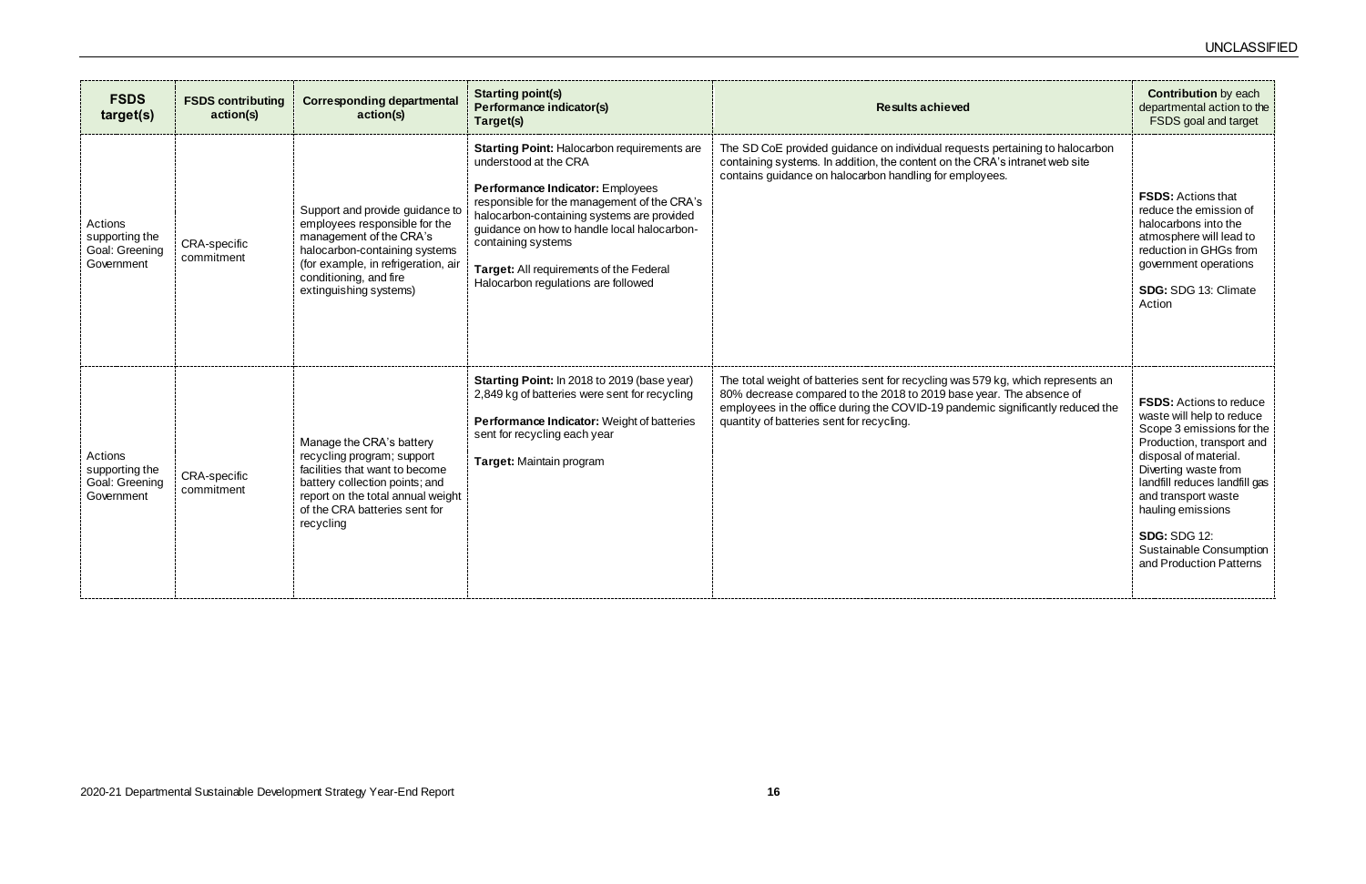| FSDS target(s) | FSDS contributing action(s) | Corresponding departmental action(s) | Starting point(s) Performance indicator(s) Target(s) | Results achieved | Contribution by each departmental action to the FSDS goal and target |
|---|---|---|---|---|---|
| Actions supporting the Goal: Greening Government | CRA-specific commitment | Support and provide guidance to employees responsible for the management of the CRA's halocarbon-containing systems (for example, in refrigeration, air conditioning, and fire extinguishing systems) | **Starting Point:** Halocarbon requirements are understood at the CRA<br><br>**Performance Indicator:** Employees responsible for the management of the CRA's halocarbon-containing systems are provided guidance on how to handle local halocarbon-containing systems<br><br>**Target:** All requirements of the Federal Halocarbon regulations are followed | The SD CoE provided guidance on individual requests pertaining to halocarbon containing systems. In addition, the content on the CRA's intranet web site contains guidance on halocarbon handling for employees. | **FSDS:** Actions that reduce the emission of halocarbons into the atmosphere will lead to reduction in GHGs from government operations<br><br>**SDG:** SDG 13: Climate Action |
| Actions supporting the Goal: Greening Government | CRA-specific commitment | Manage the CRA's battery recycling program; support facilities that want to become battery collection points; and report on the total annual weight of the CRA batteries sent for recycling | **Starting Point:** In 2018 to 2019 (base year) 2,849 kg of batteries were sent for recycling<br><br>**Performance Indicator:** Weight of batteries sent for recycling each year<br><br>**Target:** Maintain program | The total weight of batteries sent for recycling was 579 kg, which represents an 80% decrease compared to the 2018 to 2019 base year. The absence of employees in the office during the COVID-19 pandemic significantly reduced the quantity of batteries sent for recycling. | **FSDS:** Actions to reduce waste will help to reduce Scope 3 emissions for the Production, transport and disposal of material. Diverting waste from landfill reduces landfill gas and transport waste hauling emissions<br><br>**SDG:** SDG 12: Sustainable Consumption and Production Patterns |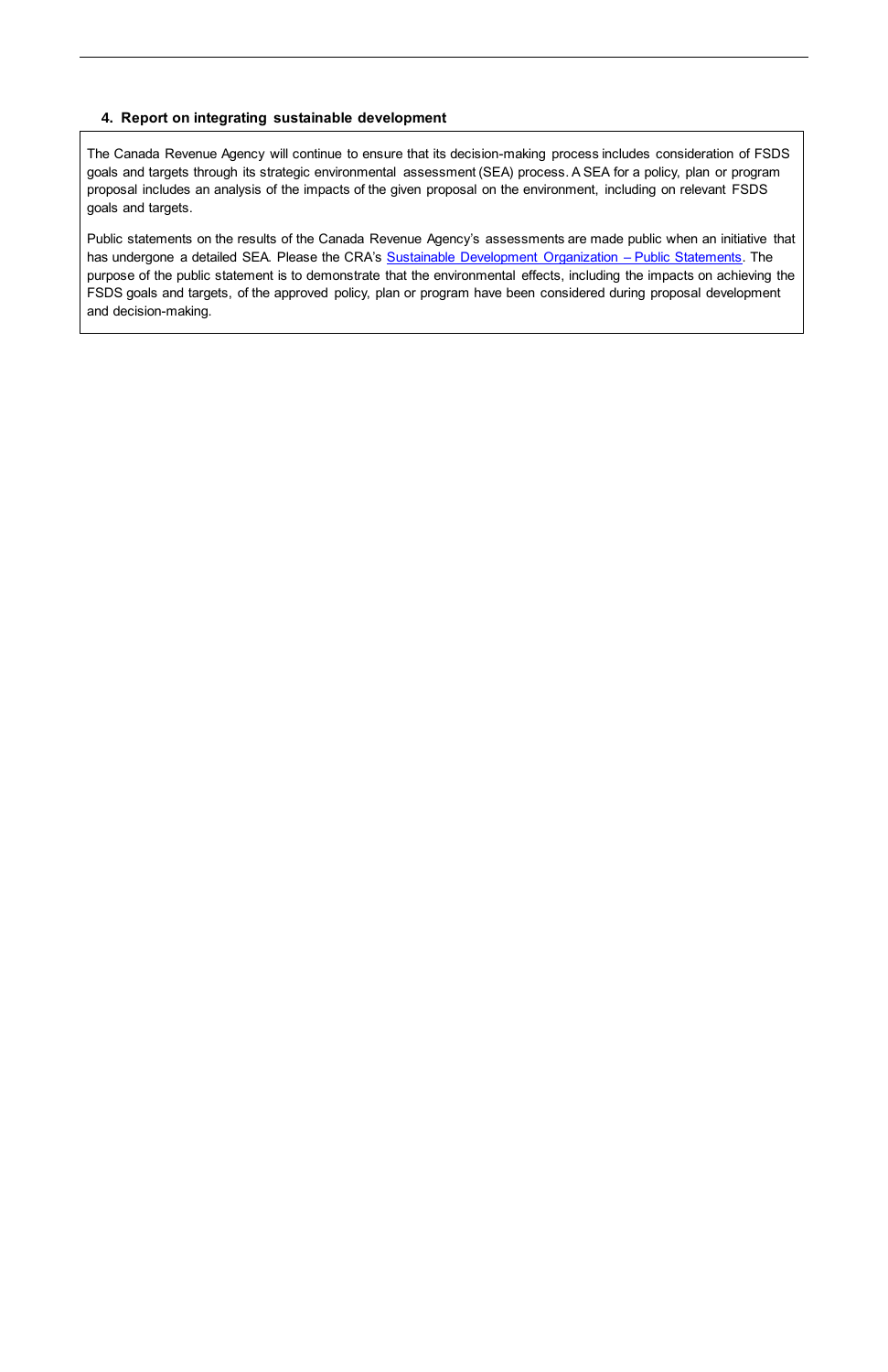### 4. Report on integrating sustainable development

The Canada Revenue Agency will continue to ensure that its decision-making process includes consideration of FSDS goals and targets through its strategic environmental assessment (SEA) process. A SEA for a policy, plan or program proposal includes an analysis of the impacts of the given proposal on the environment, including on relevant FSDS goals and targets.

Public statements on the results of the Canada Revenue Agency's assessments are made public when an initiative that has undergone a detailed SEA. Please the CRA's Sustainable Development Organization – Public Statements. The purpose of the public statement is to demonstrate that the environmental effects, including the impacts on achieving the FSDS goals and targets, of the approved policy, plan or program have been considered during proposal development and decision-making.